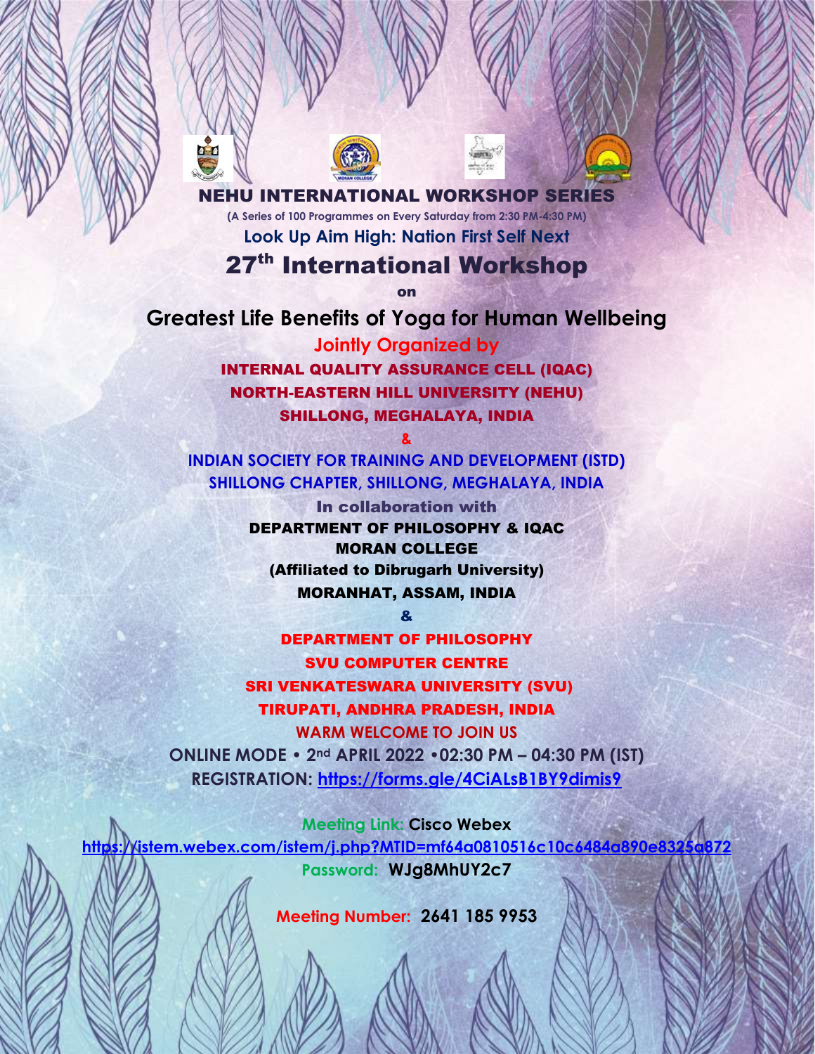# NEHU INTERNATIONAL WORKSHOP SERIES

(A Series of 100 Programmes on Every Saturday from 2:30 PM-4:30 PM)

**Look Up Aim High: Nation First Self Next**

## 27th International Workshop

on

## Greatest Life Benefits of Yoga for Human Wellbeing

**Jointly Organized by**

**INTERNAL QUALITY ASSURANCE CELL (IQAC)**
**NORTH-EASTERN HILL UNIVERSITY (NEHU)**
**SHILLONG, MEGHALAYA, INDIA**

**&**

**INDIAN SOCIETY FOR TRAINING AND DEVELOPMENT (ISTD)**
**SHILLONG CHAPTER, SHILLONG, MEGHALAYA, INDIA**

**In collaboration with**

**DEPARTMENT OF PHILOSOPHY & IQAC**
**MORAN COLLEGE**
**(Affiliated to Dibrugarh University)**
**MORANHAT, ASSAM, INDIA**

**&**

**DEPARTMENT OF PHILOSOPHY**
**SVU COMPUTER CENTRE**
**SRI VENKATESWARA UNIVERSITY (SVU)**
**TIRUPATI, ANDHRA PRADESH, INDIA**

**WARM WELCOME TO JOIN US**

**ONLINE MODE • 2nd APRIL 2022 •02:30 PM – 04:30 PM (IST)**

**REGISTRATION: https://forms.gle/4CiALsB1BY9dimis9**

**Meeting Link: Cisco Webex**

**https://istem.webex.com/istem/j.php?MTID=mf64a0810516c10c6484a890e8325a872**

**Password: WJg8MhUY2c7**

**Meeting Number: 2641 185 9953**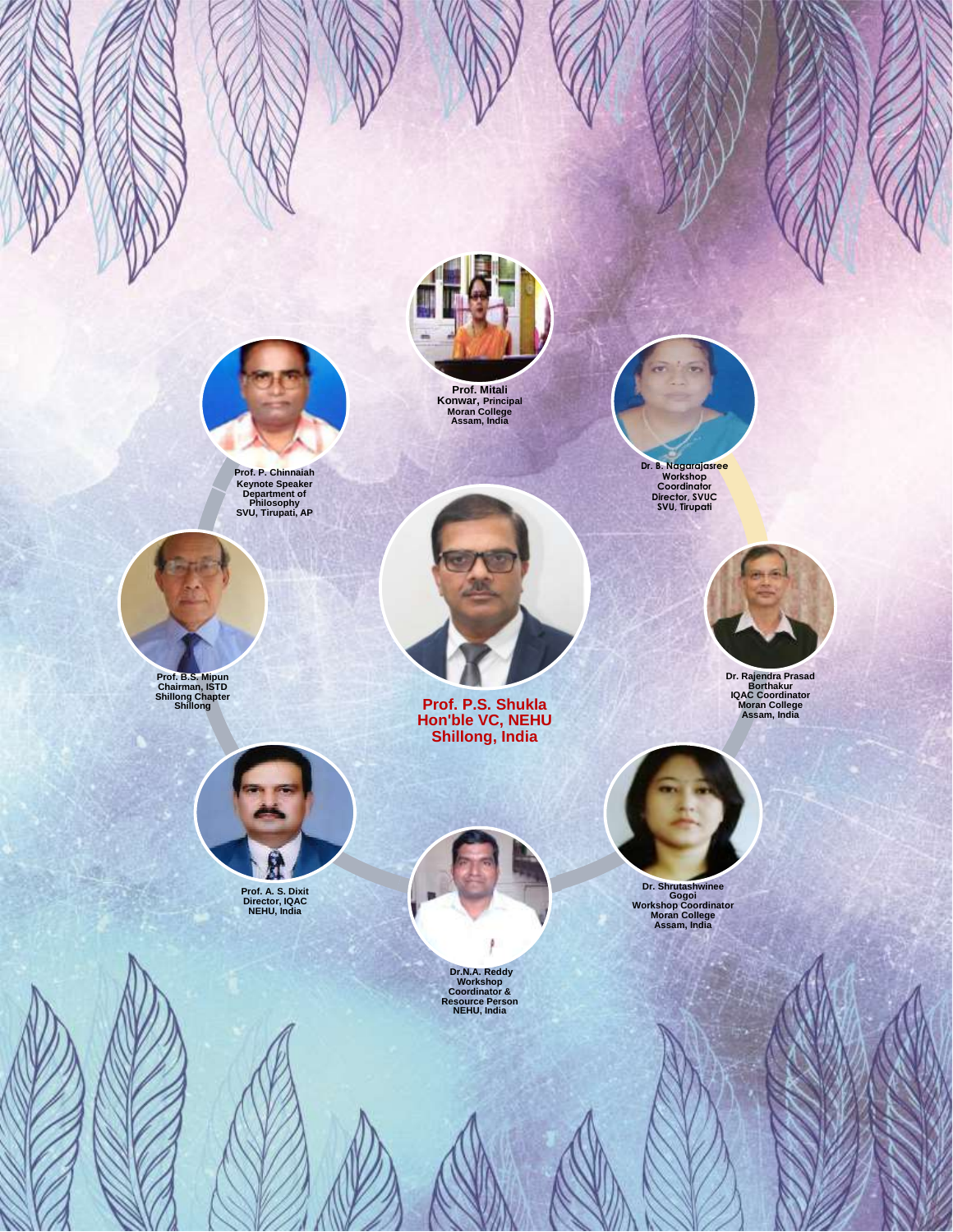**Prof. Mitali Konwar,** Principal
Moran College
Assam, India

**Prof. P. Chinnaiah**
Keynote Speaker
Department of Philosophy
SVU, Tirupati, AP

**Dr. B. Nagarajasree**
Workshop Coordinator
Director, SVUC
SVU, Tirupati

**Prof. B.S. Mipun**
Chairman, ISTD
Shillong Chapter
Shillong

**Prof. P.S. Shukla**
**Hon'ble VC, NEHU**
**Shillong, India**

**Dr. Rajendra Prasad Borthakur**
IQAC Coordinator
Moran College
Assam, India

**Prof. A. S. Dixit**
Director, IQAC
NEHU, India

**Dr. Shrutashwinee Gogoi**
Workshop Coordinator
Moran College
Assam, India

**Dr.N.A. Reddy**
Workshop Coordinator &
Resource Person
NEHU, India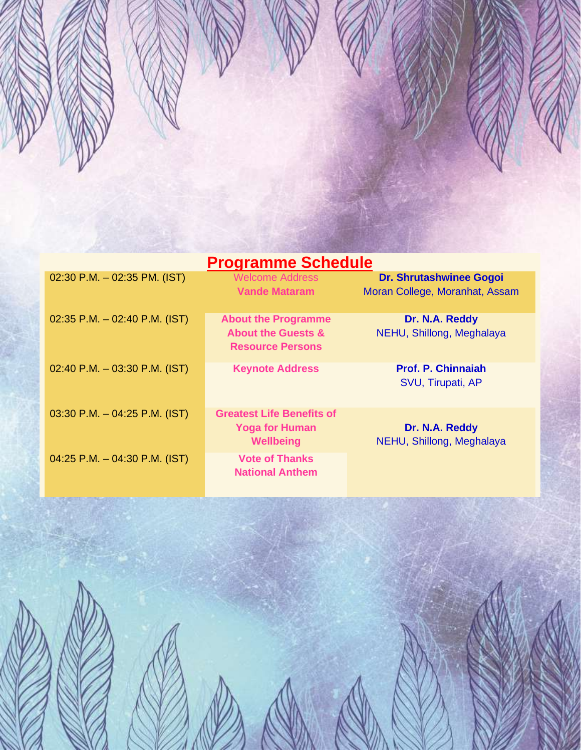## Programme Schedule

| Time | Programme | Speaker |
|---|---|---|
| 02:30 P.M. – 02:35 PM. (IST) | Welcome Address<br>**Vande Mataram** | **Dr. Shrutashwinee Gogoi**<br>Moran College, Moranhat, Assam |
| 02:35 P.M. – 02:40 P.M. (IST) | **About the Programme**<br>**About the Guests & Resource Persons** | **Dr. N.A. Reddy**<br>NEHU, Shillong, Meghalaya |
| 02:40 P.M. – 03:30 P.M. (IST) | **Keynote Address** | **Prof. P. Chinnaiah**<br>SVU, Tirupati, AP |
| 03:30 P.M. – 04:25 P.M. (IST) | **Greatest Life Benefits of Yoga for Human Wellbeing** | **Dr. N.A. Reddy**<br>NEHU, Shillong, Meghalaya |
| 04:25 P.M. – 04:30 P.M. (IST) | **Vote of Thanks**<br>**National Anthem** | |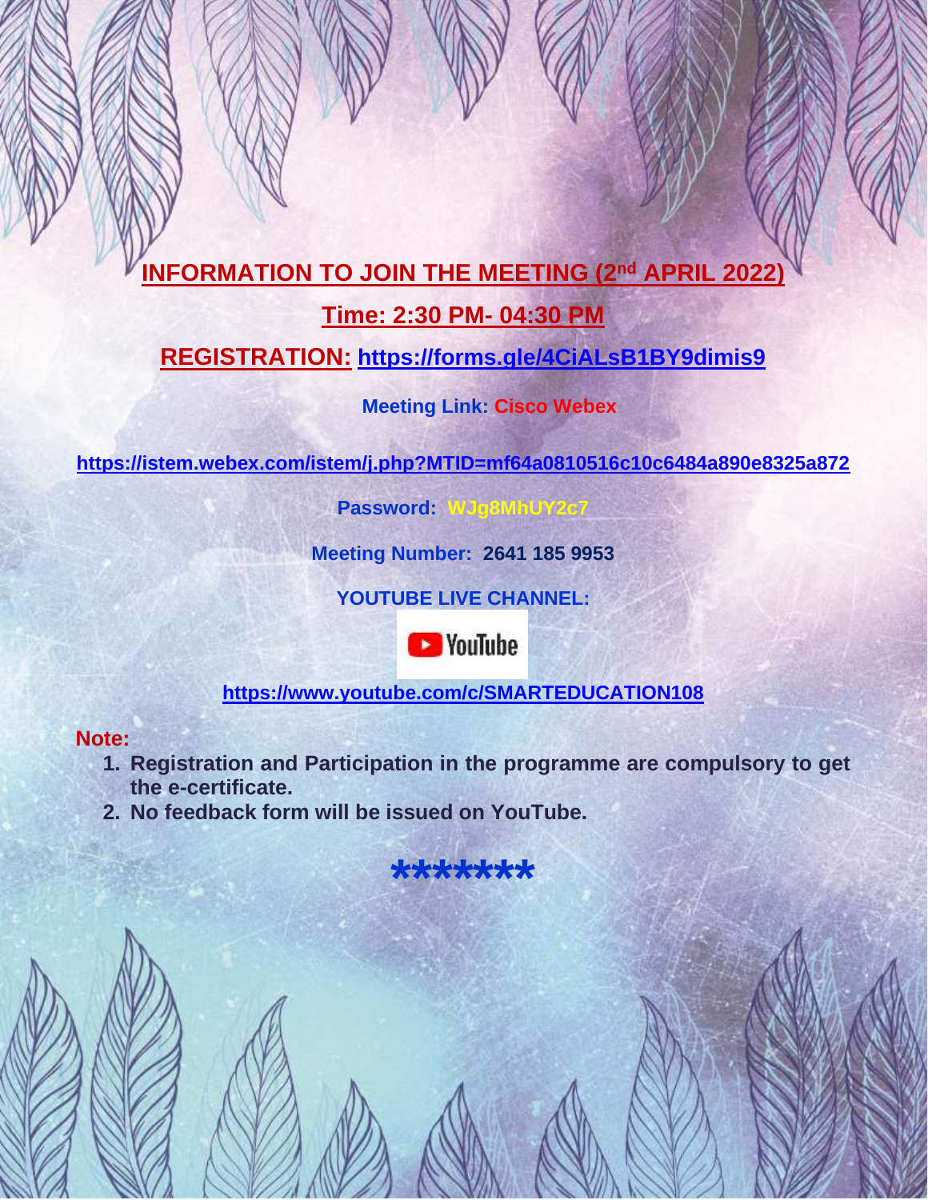## INFORMATION TO JOIN THE MEETING (2nd APRIL 2022)

## Time: 2:30 PM- 04:30 PM

## REGISTRATION: https://forms.gle/4CiALsB1BY9dimis9

**Meeting Link: Cisco Webex**

**https://istem.webex.com/istem/j.php?MTID=mf64a0810516c10c6484a890e8325a872**

**Password: WJg8MhUY2c7**

**Meeting Number: 2641 185 9953**

**YOUTUBE LIVE CHANNEL:**

YouTube

**https://www.youtube.com/c/SMARTEDUCATION108**

**Note:**

1. **Registration and Participation in the programme are compulsory to get the e-certificate.**
2. **No feedback form will be issued on YouTube.**

*******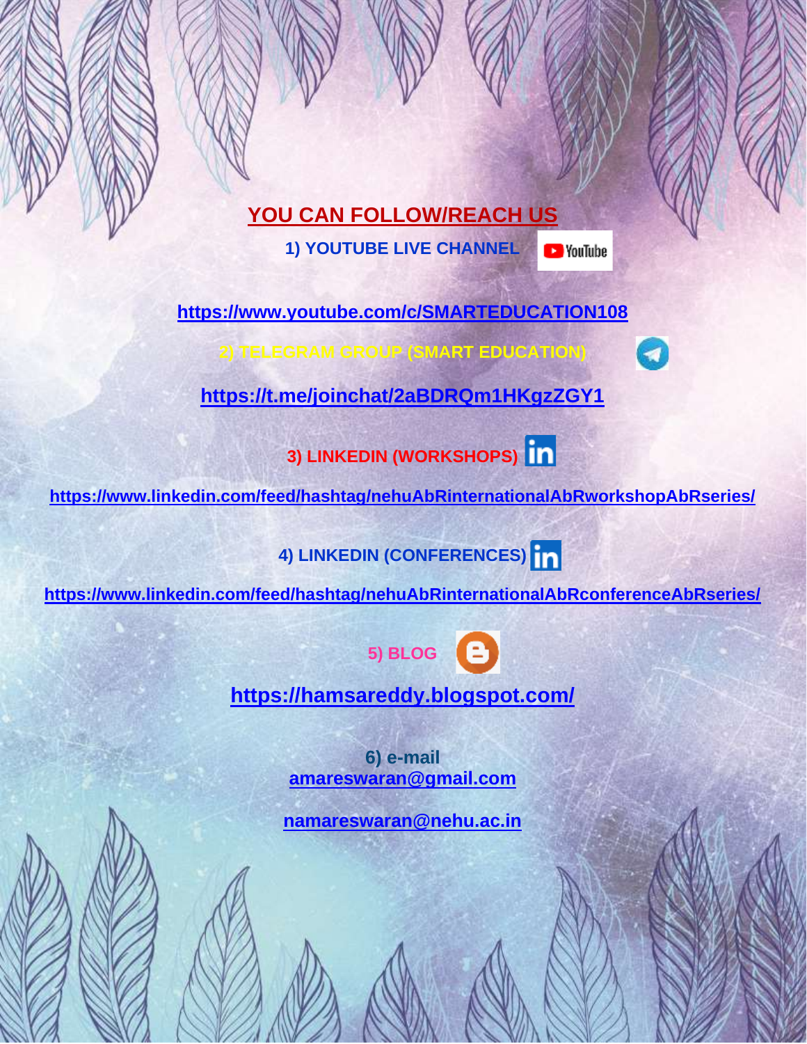## YOU CAN FOLLOW/REACH US

**1) YOUTUBE LIVE CHANNEL**

**https://www.youtube.com/c/SMARTEDUCATION108**

**2) TELEGRAM GROUP (SMART EDUCATION)**

**https://t.me/joinchat/2aBDRQm1HKgzZGY1**

**3) LINKEDIN (WORKSHOPS)**

**https://www.linkedin.com/feed/hashtag/nehuAbRinternationalAbRworkshopAbRseries/**

**4) LINKEDIN (CONFERENCES)**

**https://www.linkedin.com/feed/hashtag/nehuAbRinternationalAbRconferenceAbRseries/**

**5) BLOG**

**https://hamsareddy.blogspot.com/**

**6) e-mail**

**amareswaran@gmail.com**

**namareswaran@nehu.ac.in**